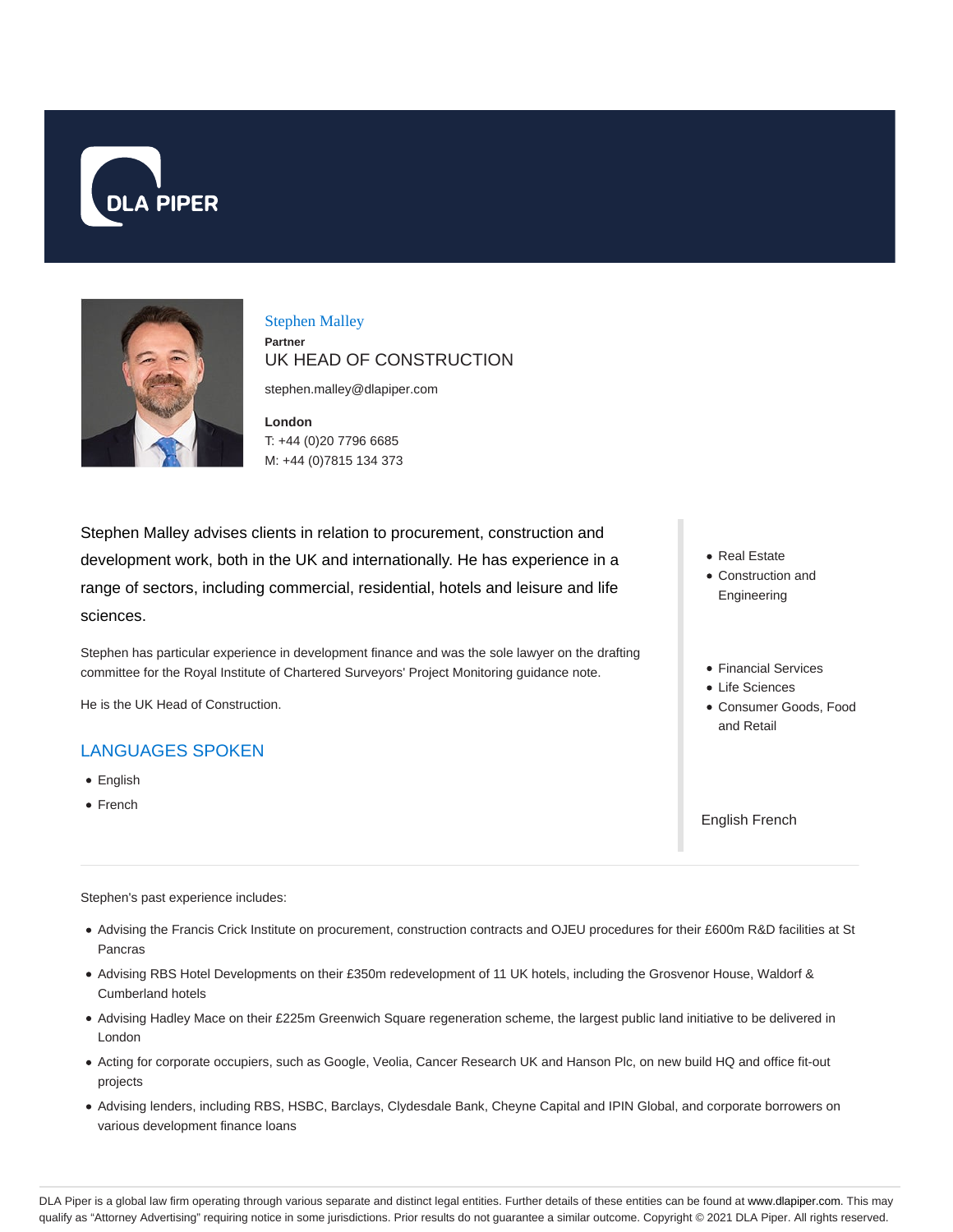DLA PIPER

## Stephen Malley

**Partner**

UK HEAD OF CONSTRUCTION

stephen.malley@dlapiper.com

**London**

T: +44 (0)20 7796 6685

M: +44 (0)7815 134 373

Stephen Malley advises clients in relation to procurement, construction and development work, both in the UK and internationally. He has experience in a range of sectors, including commercial, residential, hotels and leisure and life sciences.

Stephen has particular experience in development finance and was the sole lawyer on the drafting committee for the Royal Institute of Chartered Surveyors' Project Monitoring guidance note.

He is the UK Head of Construction.

- Real Estate
- Construction and Engineering

- Financial Services
- Life Sciences
- Consumer Goods, Food and Retail

English French

## LANGUAGES SPOKEN

- English
- French

Stephen's past experience includes:

- Advising the Francis Crick Institute on procurement, construction contracts and OJEU procedures for their £600m R&D facilities at St Pancras
- Advising RBS Hotel Developments on their £350m redevelopment of 11 UK hotels, including the Grosvenor House, Waldorf & Cumberland hotels
- Advising Hadley Mace on their £225m Greenwich Square regeneration scheme, the largest public land initiative to be delivered in London
- Acting for corporate occupiers, such as Google, Veolia, Cancer Research UK and Hanson Plc, on new build HQ and office fit-out projects
- Advising lenders, including RBS, HSBC, Barclays, Clydesdale Bank, Cheyne Capital and IPIN Global, and corporate borrowers on various development finance loans

DLA Piper is a global law firm operating through various separate and distinct legal entities. Further details of these entities can be found at www.dlapiper.com. This may qualify as "Attorney Advertising" requiring notice in some jurisdictions. Prior results do not guarantee a similar outcome. Copyright © 2021 DLA Piper. All rights reserved.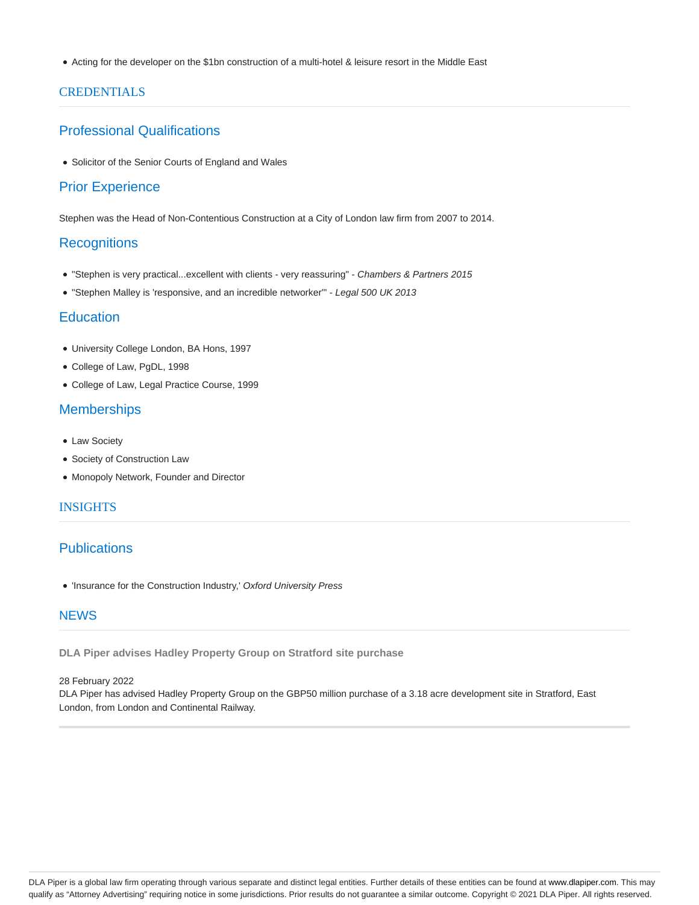- Acting for the developer on the $1bn construction of a multi-hotel & leisure resort in the Middle East

## CREDENTIALS

### Professional Qualifications

- Solicitor of the Senior Courts of England and Wales

### Prior Experience

Stephen was the Head of Non-Contentious Construction at a City of London law firm from 2007 to 2014.

### Recognitions

- "Stephen is very practical...excellent with clients - very reassuring" - *Chambers & Partners 2015*
- "Stephen Malley is 'responsive, and an incredible networker'" - *Legal 500 UK 2013*

### Education

- University College London, BA Hons, 1997
- College of Law, PgDL, 1998
- College of Law, Legal Practice Course, 1999

### Memberships

- Law Society
- Society of Construction Law
- Monopoly Network, Founder and Director

## INSIGHTS

### Publications

- 'Insurance for the Construction Industry,' *Oxford University Press*

## NEWS

**DLA Piper advises Hadley Property Group on Stratford site purchase**

28 February 2022
DLA Piper has advised Hadley Property Group on the GBP50 million purchase of a 3.18 acre development site in Stratford, East London, from London and Continental Railway.

DLA Piper is a global law firm operating through various separate and distinct legal entities. Further details of these entities can be found at www.dlapiper.com. This may qualify as "Attorney Advertising" requiring notice in some jurisdictions. Prior results do not guarantee a similar outcome. Copyright © 2021 DLA Piper. All rights reserved.